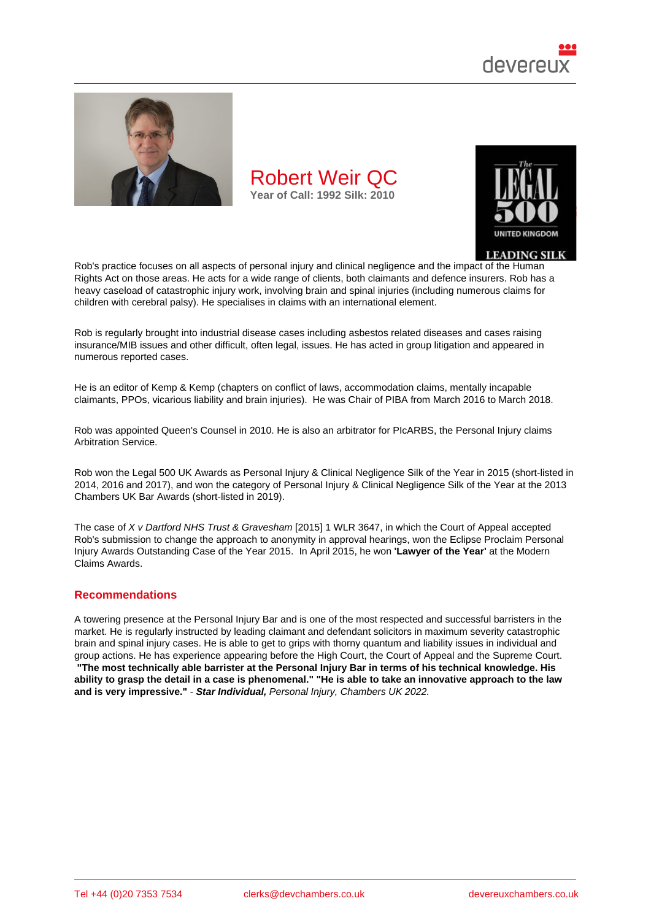# Robert Weir QC

**Year of Call: 1992 Silk: 2010**

Rob's practice focuses on all aspects of personal injury and clinical negligence and the impact of the Human Rights Act on those areas. He acts for a wide range of clients, both claimants and defence insurers. Rob has a heavy caseload of catastrophic injury work, involving brain and spinal injuries (including numerous claims for children with cerebral palsy). He specialises in claims with an international element.

Rob is regularly brought into industrial disease cases including asbestos related diseases and cases raising insurance/MIB issues and other difficult, often legal, issues. He has acted in group litigation and appeared in numerous reported cases.

He is an editor of Kemp & Kemp (chapters on conflict of laws, accommodation claims, mentally incapable claimants, PPOs, vicarious liability and brain injuries). He was Chair of PIBA from March 2016 to March 2018.

Rob was appointed Queen's Counsel in 2010. He is also an arbitrator for PIcARBS, the Personal Injury claims Arbitration Service.

Rob won the Legal 500 UK Awards as Personal Injury & Clinical Negligence Silk of the Year in 2015 (short-listed in 2014, 2016 and 2017), and won the category of Personal Injury & Clinical Negligence Silk of the Year at the 2013 Chambers UK Bar Awards (short-listed in 2019).

The case of *X v Dartford NHS Trust & Gravesham* [2015] 1 WLR 3647, in which the Court of Appeal accepted Rob's submission to change the approach to anonymity in approval hearings, won the Eclipse Proclaim Personal Injury Awards Outstanding Case of the Year 2015. In April 2015, he won **'Lawyer of the Year'** at the Modern Claims Awards.

## Recommendations

A towering presence at the Personal Injury Bar and is one of the most respected and successful barristers in the market. He is regularly instructed by leading claimant and defendant solicitors in maximum severity catastrophic brain and spinal injury cases. He is able to get to grips with thorny quantum and liability issues in individual and group actions. He has experience appearing before the High Court, the Court of Appeal and the Supreme Court. **"The most technically able barrister at the Personal Injury Bar in terms of his technical knowledge. His ability to grasp the detail in a case is phenomenal." "He is able to take an innovative approach to the law and is very impressive."** - ***Star Individual,*** *Personal Injury, Chambers UK 2022.*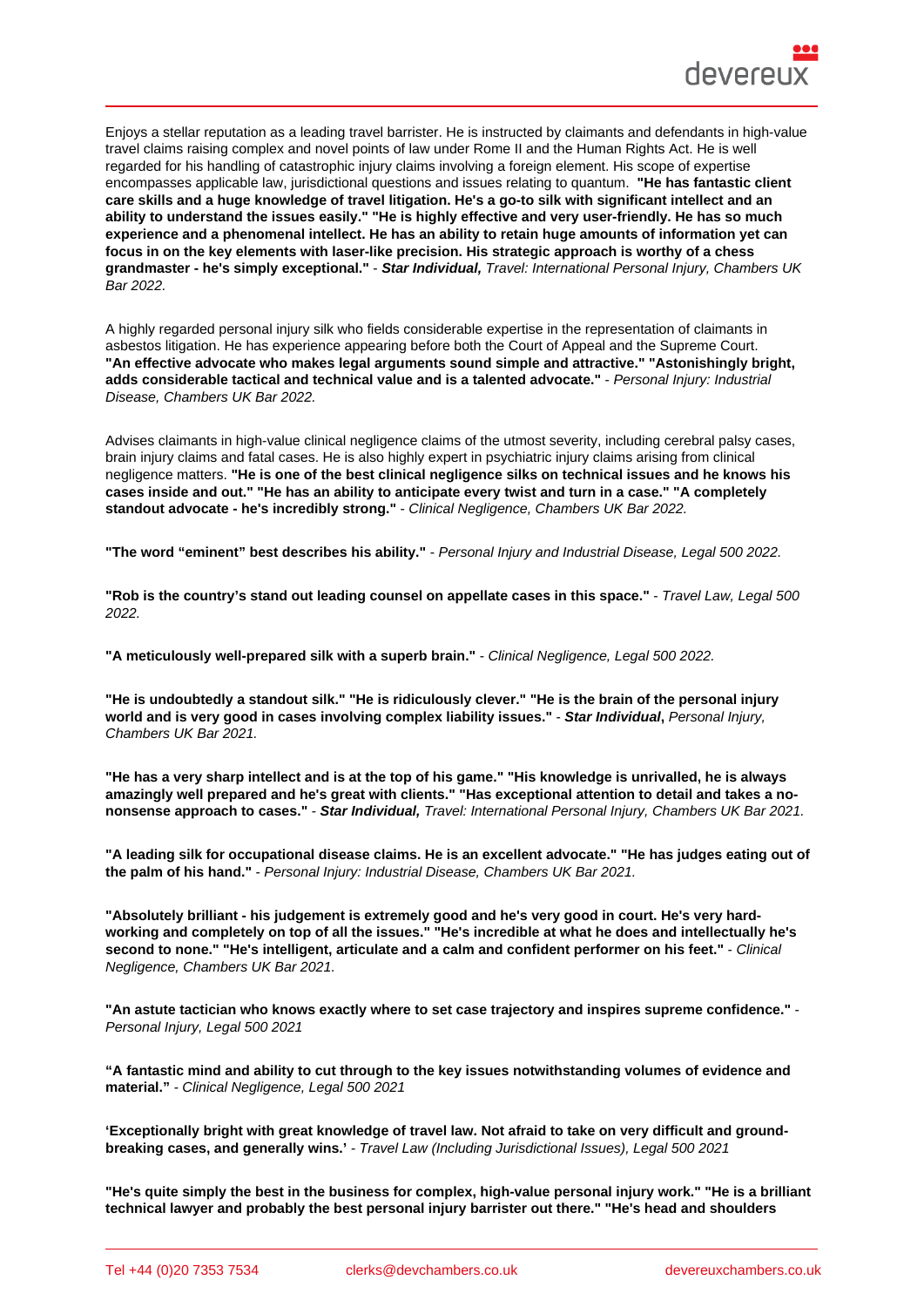Enjoys a stellar reputation as a leading travel barrister. He is instructed by claimants and defendants in high-value travel claims raising complex and novel points of law under Rome II and the Human Rights Act. He is well regarded for his handling of catastrophic injury claims involving a foreign element. His scope of expertise encompasses applicable law, jurisdictional questions and issues relating to quantum. **"He has fantastic client care skills and a huge knowledge of travel litigation. He's a go-to silk with significant intellect and an ability to understand the issues easily." "He is highly effective and very user-friendly. He has so much experience and a phenomenal intellect. He has an ability to retain huge amounts of information yet can focus in on the key elements with laser-like precision. His strategic approach is worthy of a chess grandmaster - he's simply exceptional."** - ***Star Individual,*** *Travel: International Personal Injury, Chambers UK Bar 2022.*

A highly regarded personal injury silk who fields considerable expertise in the representation of claimants in asbestos litigation. He has experience appearing before both the Court of Appeal and the Supreme Court. **"An effective advocate who makes legal arguments sound simple and attractive." "Astonishingly bright, adds considerable tactical and technical value and is a talented advocate."** - *Personal Injury: Industrial Disease, Chambers UK Bar 2022.*

Advises claimants in high-value clinical negligence claims of the utmost severity, including cerebral palsy cases, brain injury claims and fatal cases. He is also highly expert in psychiatric injury claims arising from clinical negligence matters. **"He is one of the best clinical negligence silks on technical issues and he knows his cases inside and out." "He has an ability to anticipate every twist and turn in a case." "A completely standout advocate - he's incredibly strong."** - *Clinical Negligence, Chambers UK Bar 2022.*

**"The word "eminent" best describes his ability."** - *Personal Injury and Industrial Disease, Legal 500 2022.*

**"Rob is the country's stand out leading counsel on appellate cases in this space."** - *Travel Law, Legal 500 2022.*

**"A meticulously well-prepared silk with a superb brain."** - *Clinical Negligence, Legal 500 2022.*

**"He is undoubtedly a standout silk." "He is ridiculously clever." "He is the brain of the personal injury world and is very good in cases involving complex liability issues."** - ***Star Individual***, *Personal Injury, Chambers UK Bar 2021.*

**"He has a very sharp intellect and is at the top of his game." "His knowledge is unrivalled, he is always amazingly well prepared and he's great with clients." "Has exceptional attention to detail and takes a no-nonsense approach to cases."** - ***Star Individual,*** *Travel: International Personal Injury, Chambers UK Bar 2021.*

**"A leading silk for occupational disease claims. He is an excellent advocate." "He has judges eating out of the palm of his hand."** - *Personal Injury: Industrial Disease, Chambers UK Bar 2021.*

**"Absolutely brilliant - his judgement is extremely good and he's very good in court. He's very hard-working and completely on top of all the issues." "He's incredible at what he does and intellectually he's second to none." "He's intelligent, articulate and a calm and confident performer on his feet."** - *Clinical Negligence, Chambers UK Bar 2021.*

**"An astute tactician who knows exactly where to set case trajectory and inspires supreme confidence."** - *Personal Injury, Legal 500 2021*

**"A fantastic mind and ability to cut through to the key issues notwithstanding volumes of evidence and material."** - *Clinical Negligence, Legal 500 2021*

**'Exceptionally bright with great knowledge of travel law. Not afraid to take on very difficult and ground-breaking cases, and generally wins.'** - *Travel Law (Including Jurisdictional Issues), Legal 500 2021*

**"He's quite simply the best in the business for complex, high-value personal injury work." "He is a brilliant technical lawyer and probably the best personal injury barrister out there." "He's head and shoulders**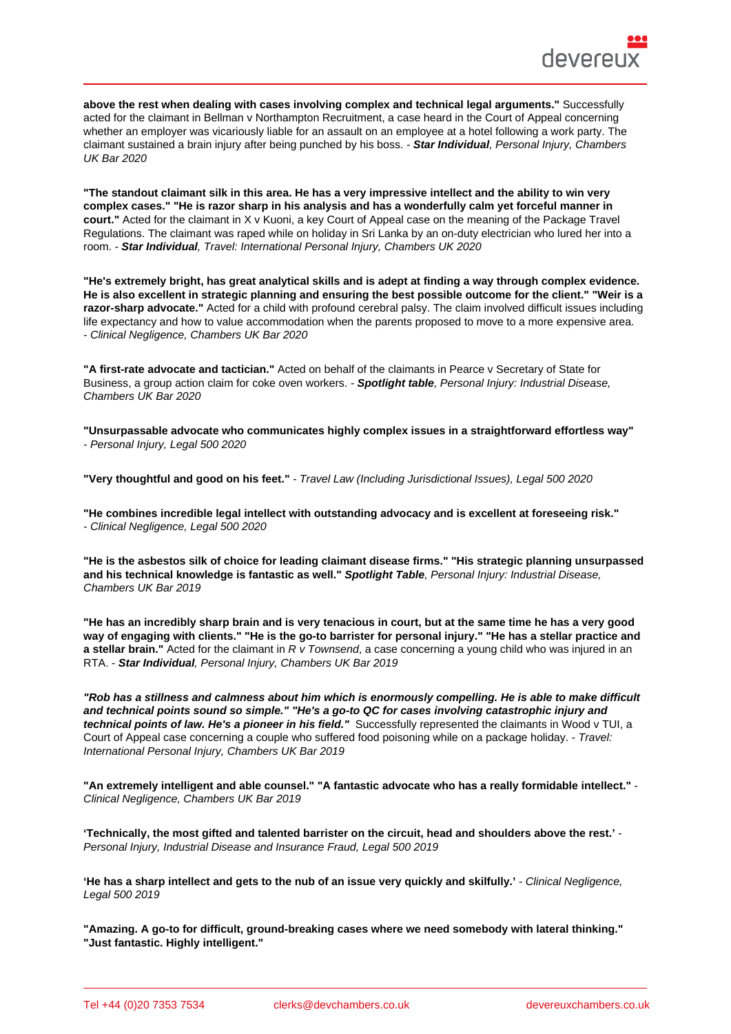**above the rest when dealing with cases involving complex and technical legal arguments."** Successfully acted for the claimant in Bellman v Northampton Recruitment, a case heard in the Court of Appeal concerning whether an employer was vicariously liable for an assault on an employee at a hotel following a work party. The claimant sustained a brain injury after being punched by his boss. - ***Star Individual***, *Personal Injury, Chambers UK Bar 2020*

**"The standout claimant silk in this area. He has a very impressive intellect and the ability to win very complex cases." "He is razor sharp in his analysis and has a wonderfully calm yet forceful manner in court."** Acted for the claimant in X v Kuoni, a key Court of Appeal case on the meaning of the Package Travel Regulations. The claimant was raped while on holiday in Sri Lanka by an on-duty electrician who lured her into a room. - ***Star Individual***, *Travel: International Personal Injury, Chambers UK 2020*

**"He's extremely bright, has great analytical skills and is adept at finding a way through complex evidence. He is also excellent in strategic planning and ensuring the best possible outcome for the client." "Weir is a razor-sharp advocate."** Acted for a child with profound cerebral palsy. The claim involved difficult issues including life expectancy and how to value accommodation when the parents proposed to move to a more expensive area. - *Clinical Negligence, Chambers UK Bar 2020*

**"A first-rate advocate and tactician."** Acted on behalf of the claimants in Pearce v Secretary of State for Business, a group action claim for coke oven workers. - ***Spotlight table***, *Personal Injury: Industrial Disease, Chambers UK Bar 2020*

**"Unsurpassable advocate who communicates highly complex issues in a straightforward effortless way"** - *Personal Injury, Legal 500 2020*

**"Very thoughtful and good on his feet."** - *Travel Law (Including Jurisdictional Issues), Legal 500 2020*

**"He combines incredible legal intellect with outstanding advocacy and is excellent at foreseeing risk."** - *Clinical Negligence, Legal 500 2020*

**"He is the asbestos silk of choice for leading claimant disease firms." "His strategic planning unsurpassed and his technical knowledge is fantastic as well."** ***Spotlight Table***, *Personal Injury: Industrial Disease, Chambers UK Bar 2019*

**"He has an incredibly sharp brain and is very tenacious in court, but at the same time he has a very good way of engaging with clients." "He is the go-to barrister for personal injury." "He has a stellar practice and a stellar brain."** Acted for the claimant in *R v Townsend*, a case concerning a young child who was injured in an RTA. - ***Star Individual***, *Personal Injury, Chambers UK Bar 2019*

***"Rob has a stillness and calmness about him which is enormously compelling. He is able to make difficult and technical points sound so simple." "He's a go-to QC for cases involving catastrophic injury and technical points of law. He's a pioneer in his field."*** Successfully represented the claimants in Wood v TUI, a Court of Appeal case concerning a couple who suffered food poisoning while on a package holiday. - *Travel: International Personal Injury, Chambers UK Bar 2019*

**"An extremely intelligent and able counsel." "A fantastic advocate who has a really formidable intellect."** - *Clinical Negligence, Chambers UK Bar 2019*

**'Technically, the most gifted and talented barrister on the circuit, head and shoulders above the rest.'** - *Personal Injury, Industrial Disease and Insurance Fraud, Legal 500 2019*

**'He has a sharp intellect and gets to the nub of an issue very quickly and skilfully.'** - *Clinical Negligence, Legal 500 2019*

**"Amazing. A go-to for difficult, ground-breaking cases where we need somebody with lateral thinking." "Just fantastic. Highly intelligent."**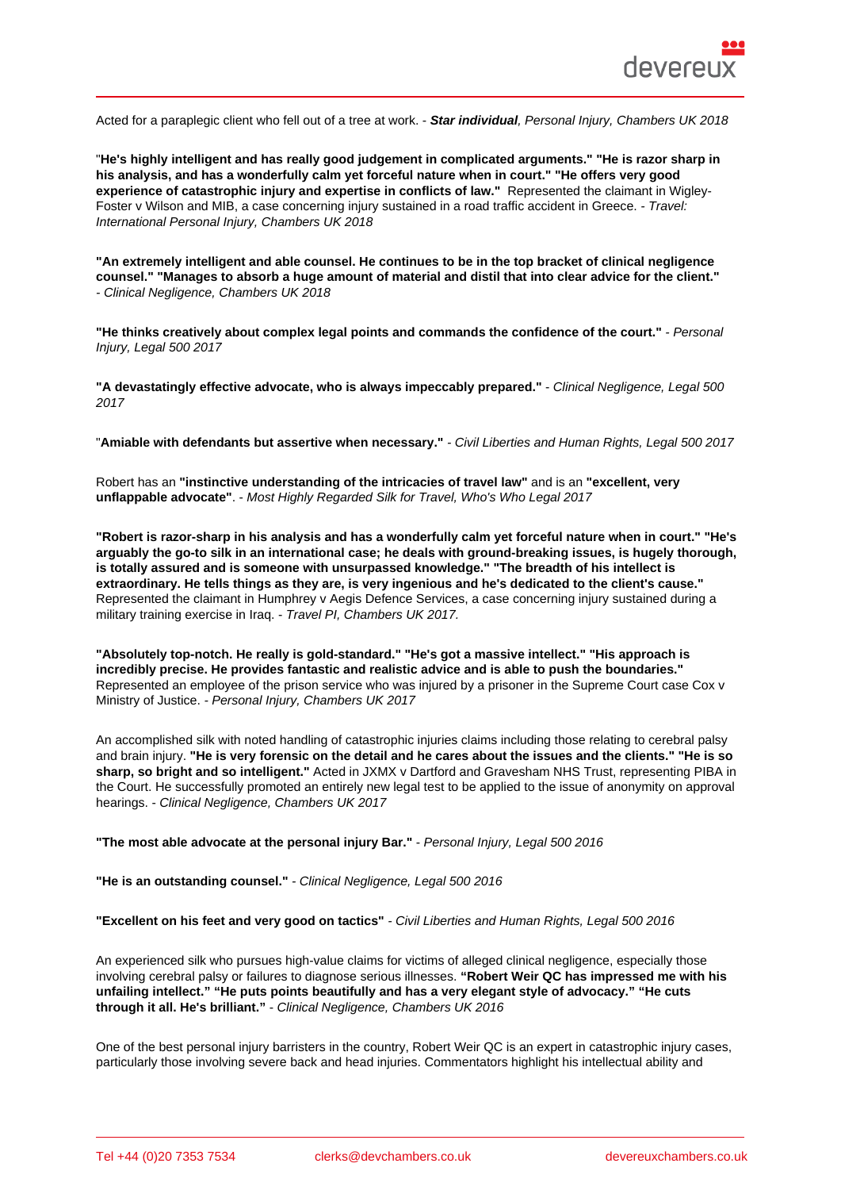Acted for a paraplegic client who fell out of a tree at work. - ***Star individual**, Personal Injury, Chambers UK 2018*

"**He's highly intelligent and has really good judgement in complicated arguments." "He is razor sharp in his analysis, and has a wonderfully calm yet forceful nature when in court." "He offers very good experience of catastrophic injury and expertise in conflicts of law."** Represented the claimant in Wigley-Foster v Wilson and MIB, a case concerning injury sustained in a road traffic accident in Greece. - *Travel: International Personal Injury, Chambers UK 2018*

**"An extremely intelligent and able counsel. He continues to be in the top bracket of clinical negligence counsel." "Manages to absorb a huge amount of material and distil that into clear advice for the client."** - *Clinical Negligence, Chambers UK 2018*

**"He thinks creatively about complex legal points and commands the confidence of the court."** - *Personal Injury, Legal 500 2017*

**"A devastatingly effective advocate, who is always impeccably prepared."** - *Clinical Negligence, Legal 500 2017*

"**Amiable with defendants but assertive when necessary."** - *Civil Liberties and Human Rights, Legal 500 2017*

Robert has an **"instinctive understanding of the intricacies of travel law"** and is an **"excellent, very unflappable advocate"**. - *Most Highly Regarded Silk for Travel, Who's Who Legal 2017*

**"Robert is razor-sharp in his analysis and has a wonderfully calm yet forceful nature when in court." "He's arguably the go-to silk in an international case; he deals with ground-breaking issues, is hugely thorough, is totally assured and is someone with unsurpassed knowledge." "The breadth of his intellect is extraordinary. He tells things as they are, is very ingenious and he's dedicated to the client's cause."** Represented the claimant in Humphrey v Aegis Defence Services, a case concerning injury sustained during a military training exercise in Iraq. - *Travel PI, Chambers UK 2017.*

**"Absolutely top-notch. He really is gold-standard." "He's got a massive intellect." "His approach is incredibly precise. He provides fantastic and realistic advice and is able to push the boundaries."** Represented an employee of the prison service who was injured by a prisoner in the Supreme Court case Cox v Ministry of Justice. - *Personal Injury, Chambers UK 2017*

An accomplished silk with noted handling of catastrophic injuries claims including those relating to cerebral palsy and brain injury. **"He is very forensic on the detail and he cares about the issues and the clients." "He is so sharp, so bright and so intelligent."** Acted in JXMX v Dartford and Gravesham NHS Trust, representing PIBA in the Court. He successfully promoted an entirely new legal test to be applied to the issue of anonymity on approval hearings. - *Clinical Negligence, Chambers UK 2017*

**"The most able advocate at the personal injury Bar."** - *Personal Injury, Legal 500 2016*

**"He is an outstanding counsel."** - *Clinical Negligence, Legal 500 2016*

**"Excellent on his feet and very good on tactics"** - *Civil Liberties and Human Rights, Legal 500 2016*

An experienced silk who pursues high-value claims for victims of alleged clinical negligence, especially those involving cerebral palsy or failures to diagnose serious illnesses. **"Robert Weir QC has impressed me with his unfailing intellect." "He puts points beautifully and has a very elegant style of advocacy." "He cuts through it all. He's brilliant."** - *Clinical Negligence, Chambers UK 2016*

One of the best personal injury barristers in the country, Robert Weir QC is an expert in catastrophic injury cases, particularly those involving severe back and head injuries. Commentators highlight his intellectual ability and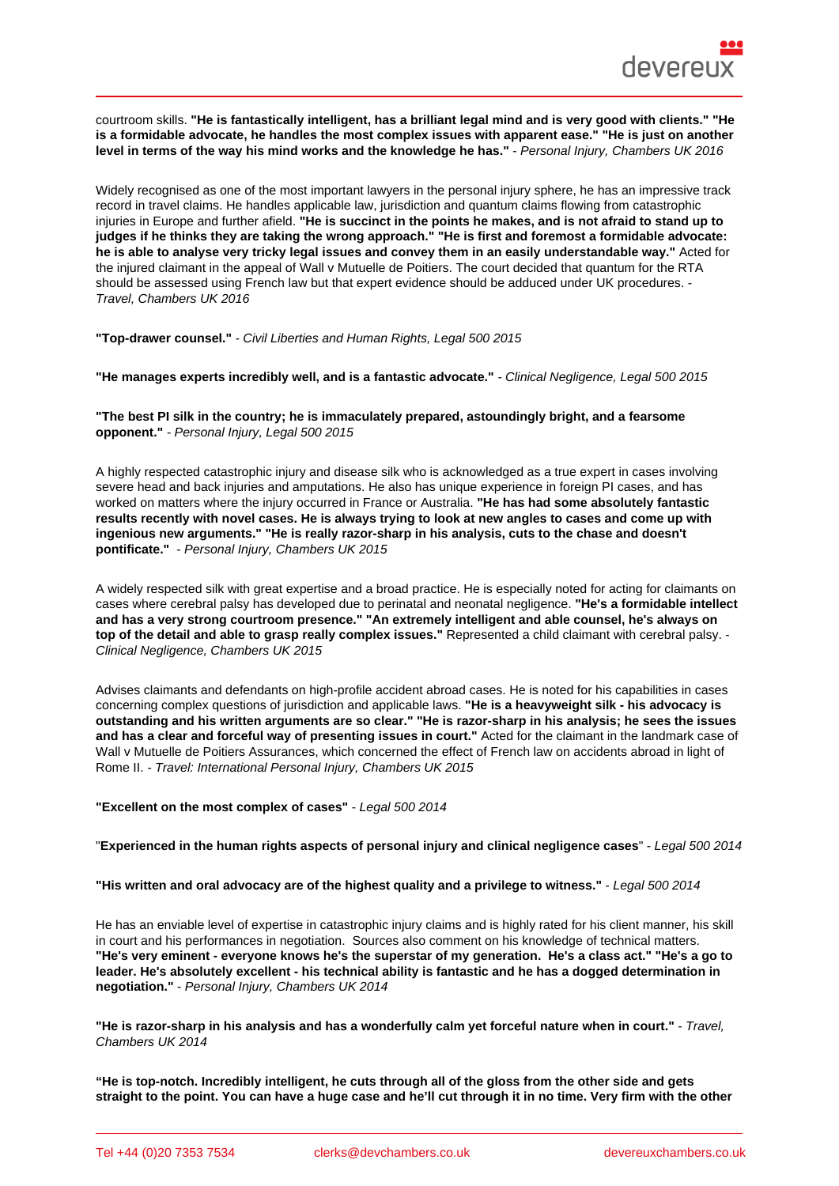courtroom skills. **"He is fantastically intelligent, has a brilliant legal mind and is very good with clients." "He is a formidable advocate, he handles the most complex issues with apparent ease." "He is just on another level in terms of the way his mind works and the knowledge he has."** - *Personal Injury, Chambers UK 2016*

Widely recognised as one of the most important lawyers in the personal injury sphere, he has an impressive track record in travel claims. He handles applicable law, jurisdiction and quantum claims flowing from catastrophic injuries in Europe and further afield. **"He is succinct in the points he makes, and is not afraid to stand up to judges if he thinks they are taking the wrong approach." "He is first and foremost a formidable advocate: he is able to analyse very tricky legal issues and convey them in an easily understandable way."** Acted for the injured claimant in the appeal of Wall v Mutuelle de Poitiers. The court decided that quantum for the RTA should be assessed using French law but that expert evidence should be adduced under UK procedures. - *Travel, Chambers UK 2016*

**"Top-drawer counsel."** - *Civil Liberties and Human Rights, Legal 500 2015*

**"He manages experts incredibly well, and is a fantastic advocate."** - *Clinical Negligence, Legal 500 2015*

**"The best PI silk in the country; he is immaculately prepared, astoundingly bright, and a fearsome opponent."** - *Personal Injury, Legal 500 2015*

A highly respected catastrophic injury and disease silk who is acknowledged as a true expert in cases involving severe head and back injuries and amputations. He also has unique experience in foreign PI cases, and has worked on matters where the injury occurred in France or Australia. **"He has had some absolutely fantastic results recently with novel cases. He is always trying to look at new angles to cases and come up with ingenious new arguments." "He is really razor-sharp in his analysis, cuts to the chase and doesn't pontificate."** - *Personal Injury, Chambers UK 2015*

A widely respected silk with great expertise and a broad practice. He is especially noted for acting for claimants on cases where cerebral palsy has developed due to perinatal and neonatal negligence. **"He's a formidable intellect and has a very strong courtroom presence." "An extremely intelligent and able counsel, he's always on top of the detail and able to grasp really complex issues."** Represented a child claimant with cerebral palsy. - *Clinical Negligence, Chambers UK 2015*

Advises claimants and defendants on high-profile accident abroad cases. He is noted for his capabilities in cases concerning complex questions of jurisdiction and applicable laws. **"He is a heavyweight silk - his advocacy is outstanding and his written arguments are so clear." "He is razor-sharp in his analysis; he sees the issues and has a clear and forceful way of presenting issues in court."** Acted for the claimant in the landmark case of Wall v Mutuelle de Poitiers Assurances, which concerned the effect of French law on accidents abroad in light of Rome II. - *Travel: International Personal Injury, Chambers UK 2015*

**"Excellent on the most complex of cases"** - *Legal 500 2014*

"**Experienced in the human rights aspects of personal injury and clinical negligence cases**" - *Legal 500 2014*

**"His written and oral advocacy are of the highest quality and a privilege to witness."** - *Legal 500 2014*

He has an enviable level of expertise in catastrophic injury claims and is highly rated for his client manner, his skill in court and his performances in negotiation. Sources also comment on his knowledge of technical matters. **"He's very eminent - everyone knows he's the superstar of my generation. He's a class act." "He's a go to leader. He's absolutely excellent - his technical ability is fantastic and he has a dogged determination in negotiation."** - *Personal Injury, Chambers UK 2014*

**"He is razor-sharp in his analysis and has a wonderfully calm yet forceful nature when in court."** - *Travel, Chambers UK 2014*

**"He is top-notch. Incredibly intelligent, he cuts through all of the gloss from the other side and gets straight to the point. You can have a huge case and he'll cut through it in no time. Very firm with the other**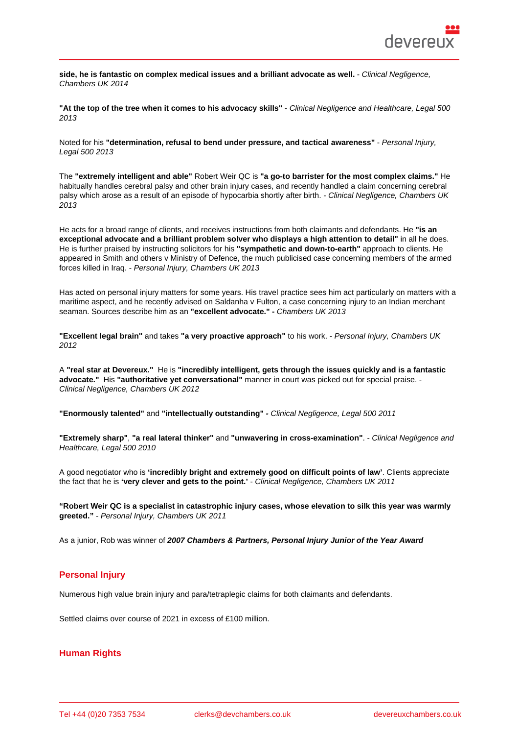**side, he is fantastic on complex medical issues and a brilliant advocate as well.** - *Clinical Negligence, Chambers UK 2014*

**"At the top of the tree when it comes to his advocacy skills"** - *Clinical Negligence and Healthcare, Legal 500 2013*

Noted for his **"determination, refusal to bend under pressure, and tactical awareness"** - *Personal Injury, Legal 500 2013*

The **"extremely intelligent and able"** Robert Weir QC is **"a go-to barrister for the most complex claims."** He habitually handles cerebral palsy and other brain injury cases, and recently handled a claim concerning cerebral palsy which arose as a result of an episode of hypocarbia shortly after birth. - *Clinical Negligence, Chambers UK 2013*

He acts for a broad range of clients, and receives instructions from both claimants and defendants. He **"is an exceptional advocate and a brilliant problem solver who displays a high attention to detail"** in all he does. He is further praised by instructing solicitors for his **"sympathetic and down-to-earth"** approach to clients. He appeared in Smith and others v Ministry of Defence, the much publicised case concerning members of the armed forces killed in Iraq. - *Personal Injury, Chambers UK 2013*

Has acted on personal injury matters for some years. His travel practice sees him act particularly on matters with a maritime aspect, and he recently advised on Saldanha v Fulton, a case concerning injury to an Indian merchant seaman. Sources describe him as an **"excellent advocate." -** *Chambers UK 2013*

**"Excellent legal brain"** and takes **"a very proactive approach"** to his work. - *Personal Injury, Chambers UK 2012*

A **"real star at Devereux."** He is **"incredibly intelligent, gets through the issues quickly and is a fantastic advocate."** His **"authoritative yet conversational"** manner in court was picked out for special praise. - *Clinical Negligence, Chambers UK 2012*

**"Enormously talented"** and **"intellectually outstanding" -** *Clinical Negligence, Legal 500 2011*

**"Extremely sharp"**, **"a real lateral thinker"** and **"unwavering in cross-examination"**. - *Clinical Negligence and Healthcare, Legal 500 2010*

A good negotiator who is **'incredibly bright and extremely good on difficult points of law'**. Clients appreciate the fact that he is **'very clever and gets to the point.'** - *Clinical Negligence, Chambers UK 2011*

**"Robert Weir QC is a specialist in catastrophic injury cases, whose elevation to silk this year was warmly greeted."** - *Personal Injury, Chambers UK 2011*

As a junior, Rob was winner of ***2007 Chambers & Partners, Personal Injury Junior of the Year Award***

## Personal Injury

Numerous high value brain injury and para/tetraplegic claims for both claimants and defendants.

Settled claims over course of 2021 in excess of £100 million.

## Human Rights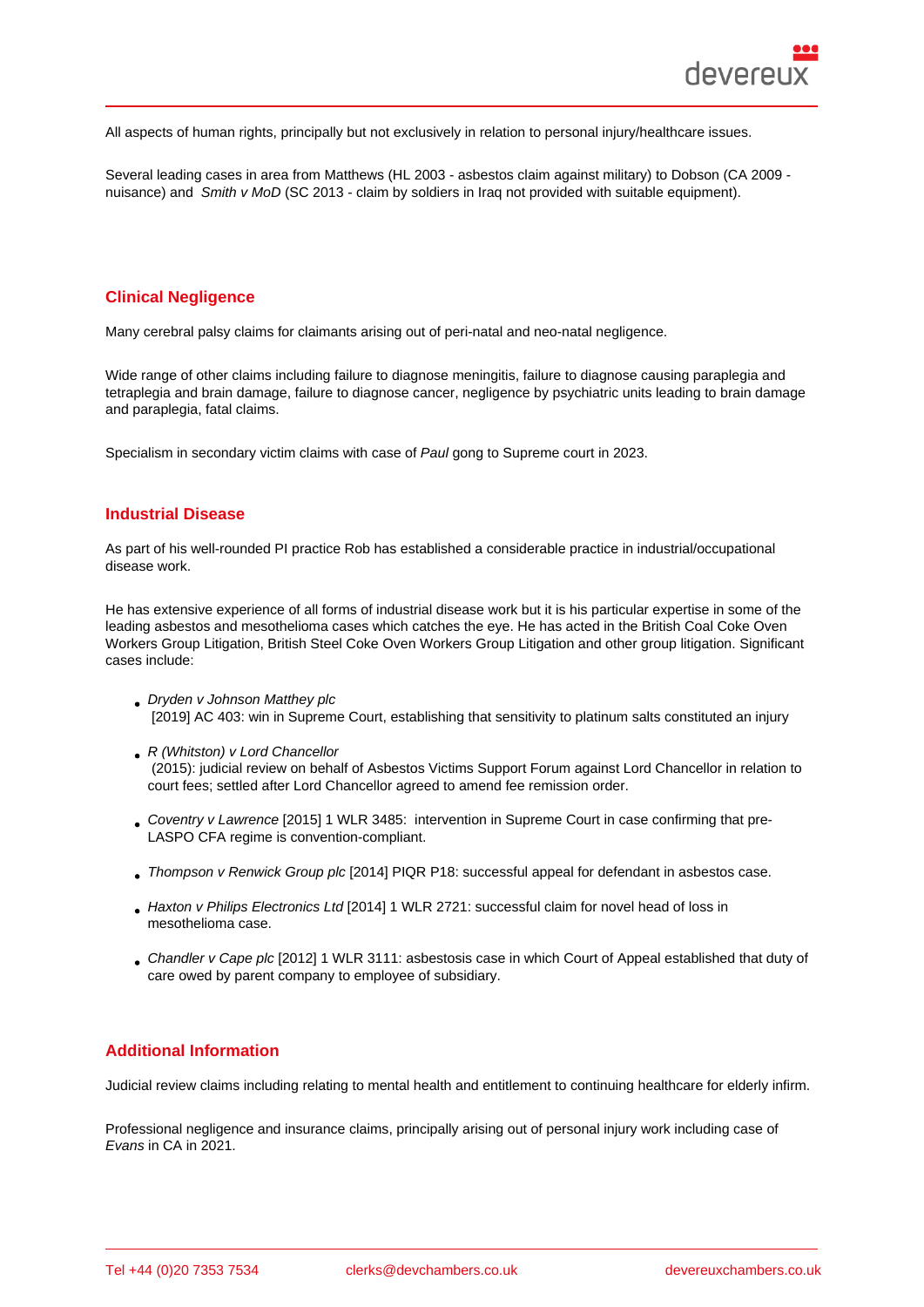All aspects of human rights, principally but not exclusively in relation to personal injury/healthcare issues.

Several leading cases in area from Matthews (HL 2003 - asbestos claim against military) to Dobson (CA 2009 - nuisance) and *Smith v MoD* (SC 2013 - claim by soldiers in Iraq not provided with suitable equipment).

## Clinical Negligence

Many cerebral palsy claims for claimants arising out of peri-natal and neo-natal negligence.

Wide range of other claims including failure to diagnose meningitis, failure to diagnose causing paraplegia and tetraplegia and brain damage, failure to diagnose cancer, negligence by psychiatric units leading to brain damage and paraplegia, fatal claims.

Specialism in secondary victim claims with case of *Paul* gong to Supreme court in 2023.

## Industrial Disease

As part of his well-rounded PI practice Rob has established a considerable practice in industrial/occupational disease work.

He has extensive experience of all forms of industrial disease work but it is his particular expertise in some of the leading asbestos and mesothelioma cases which catches the eye. He has acted in the British Coal Coke Oven Workers Group Litigation, British Steel Coke Oven Workers Group Litigation and other group litigation. Significant cases include:

- *Dryden v Johnson Matthey plc*
  [2019] AC 403: win in Supreme Court, establishing that sensitivity to platinum salts constituted an injury
- *R (Whitston) v Lord Chancellor*
  (2015): judicial review on behalf of Asbestos Victims Support Forum against Lord Chancellor in relation to court fees; settled after Lord Chancellor agreed to amend fee remission order.
- *Coventry v Lawrence* [2015] 1 WLR 3485: intervention in Supreme Court in case confirming that pre-LASPO CFA regime is convention-compliant.
- *Thompson v Renwick Group plc* [2014] PIQR P18: successful appeal for defendant in asbestos case.
- *Haxton v Philips Electronics Ltd* [2014] 1 WLR 2721: successful claim for novel head of loss in mesothelioma case.
- *Chandler v Cape plc* [2012] 1 WLR 3111: asbestosis case in which Court of Appeal established that duty of care owed by parent company to employee of subsidiary.

## Additional Information

Judicial review claims including relating to mental health and entitlement to continuing healthcare for elderly infirm.

Professional negligence and insurance claims, principally arising out of personal injury work including case of *Evans* in CA in 2021.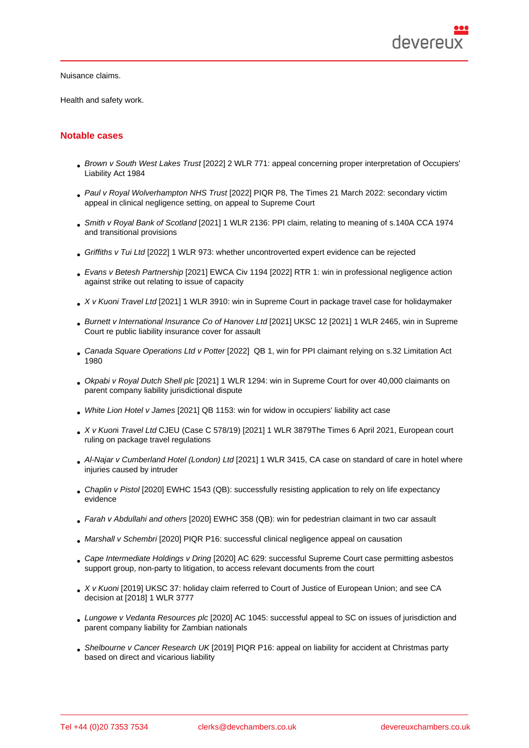Nuisance claims.

Health and safety work.

## Notable cases

- *Brown v South West Lakes Trust* [2022] 2 WLR 771: appeal concerning proper interpretation of Occupiers' Liability Act 1984
- *Paul v Royal Wolverhampton NHS Trust* [2022] PIQR P8, The Times 21 March 2022: secondary victim appeal in clinical negligence setting, on appeal to Supreme Court
- *Smith v Royal Bank of Scotland* [2021] 1 WLR 2136: PPI claim, relating to meaning of s.140A CCA 1974 and transitional provisions
- *Griffiths v Tui Ltd* [2022] 1 WLR 973: whether uncontroverted expert evidence can be rejected
- *Evans v Betesh Partnership* [2021] EWCA Civ 1194 [2022] RTR 1: win in professional negligence action against strike out relating to issue of capacity
- *X v Kuoni Travel Ltd* [2021] 1 WLR 3910: win in Supreme Court in package travel case for holidaymaker
- *Burnett v International Insurance Co of Hanover Ltd* [2021] UKSC 12 [2021] 1 WLR 2465, win in Supreme Court re public liability insurance cover for assault
- *Canada Square Operations Ltd v Potter* [2022] QB 1, win for PPI claimant relying on s.32 Limitation Act 1980
- *Okpabi v Royal Dutch Shell plc* [2021] 1 WLR 1294: win in Supreme Court for over 40,000 claimants on parent company liability jurisdictional dispute
- *White Lion Hotel v James* [2021] QB 1153: win for widow in occupiers' liability act case
- *X v Kuoni Travel Ltd* CJEU (Case C 578/19) [2021] 1 WLR 3879The Times 6 April 2021, European court ruling on package travel regulations
- *Al-Najar v Cumberland Hotel (London) Ltd* [2021] 1 WLR 3415, CA case on standard of care in hotel where injuries caused by intruder
- *Chaplin v Pistol* [2020] EWHC 1543 (QB): successfully resisting application to rely on life expectancy evidence
- *Farah v Abdullahi and others* [2020] EWHC 358 (QB): win for pedestrian claimant in two car assault
- *Marshall v Schembri* [2020] PIQR P16: successful clinical negligence appeal on causation
- *Cape Intermediate Holdings v Dring* [2020] AC 629: successful Supreme Court case permitting asbestos support group, non-party to litigation, to access relevant documents from the court
- *X v Kuoni* [2019] UKSC 37: holiday claim referred to Court of Justice of European Union; and see CA decision at [2018] 1 WLR 3777
- *Lungowe v Vedanta Resources plc* [2020] AC 1045: successful appeal to SC on issues of jurisdiction and parent company liability for Zambian nationals
- *Shelbourne v Cancer Research UK* [2019] PIQR P16: appeal on liability for accident at Christmas party based on direct and vicarious liability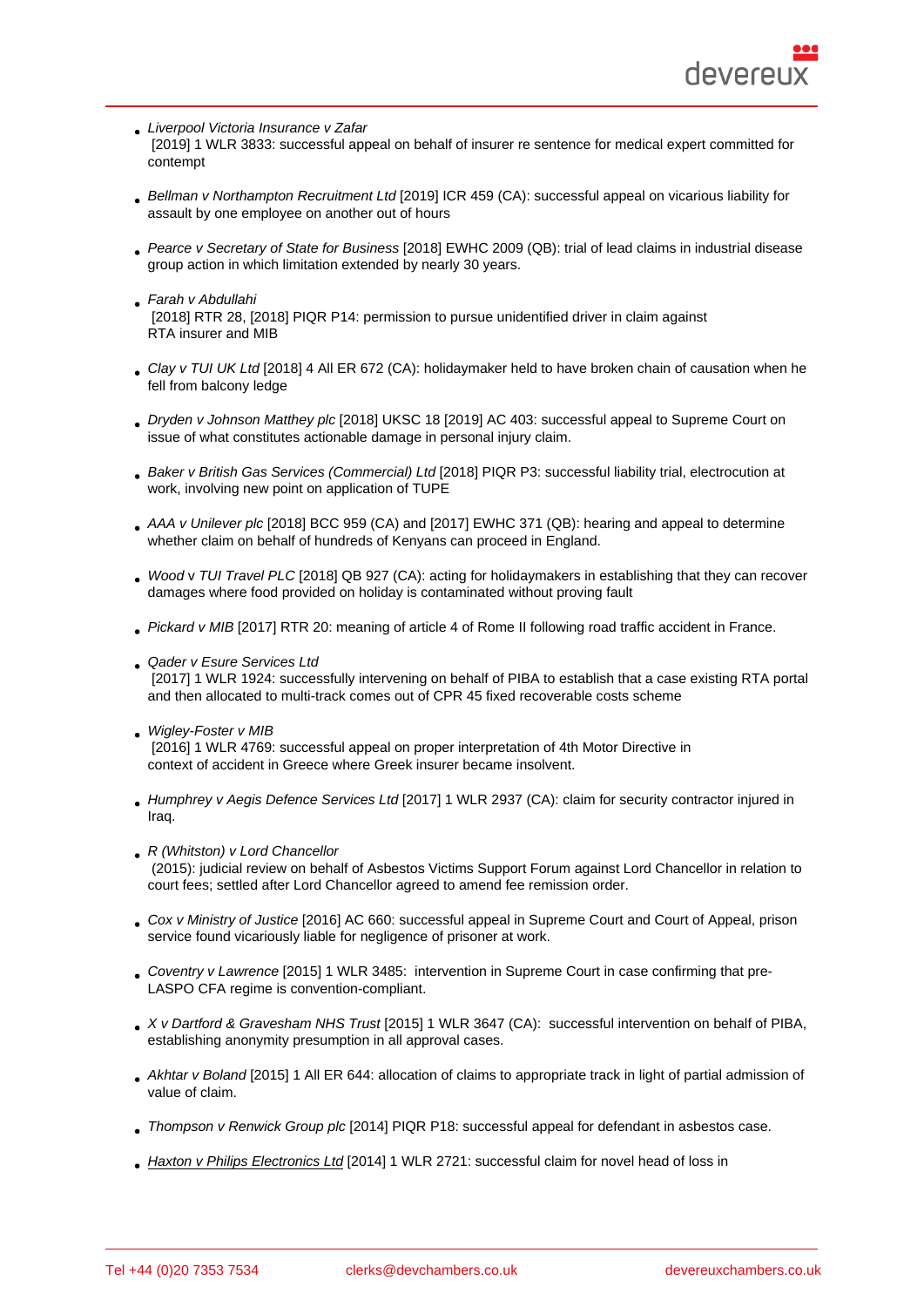- *Liverpool Victoria Insurance v Zafar* [2019] 1 WLR 3833: successful appeal on behalf of insurer re sentence for medical expert committed for contempt

- *Bellman v Northampton Recruitment Ltd* [2019] ICR 459 (CA): successful appeal on vicarious liability for assault by one employee on another out of hours

- *Pearce v Secretary of State for Business* [2018] EWHC 2009 (QB): trial of lead claims in industrial disease group action in which limitation extended by nearly 30 years.

- *Farah v Abdullahi* [2018] RTR 28, [2018] PIQR P14: permission to pursue unidentified driver in claim against RTA insurer and MIB

- *Clay v TUI UK Ltd* [2018] 4 All ER 672 (CA): holidaymaker held to have broken chain of causation when he fell from balcony ledge

- *Dryden v Johnson Matthey plc* [2018] UKSC 18 [2019] AC 403: successful appeal to Supreme Court on issue of what constitutes actionable damage in personal injury claim.

- *Baker v British Gas Services (Commercial) Ltd* [2018] PIQR P3: successful liability trial, electrocution at work, involving new point on application of TUPE

- *AAA v Unilever plc* [2018] BCC 959 (CA) and [2017] EWHC 371 (QB): hearing and appeal to determine whether claim on behalf of hundreds of Kenyans can proceed in England.

- *Wood* v *TUI Travel PLC* [2018] QB 927 (CA): acting for holidaymakers in establishing that they can recover damages where food provided on holiday is contaminated without proving fault

- *Pickard v MIB* [2017] RTR 20: meaning of article 4 of Rome II following road traffic accident in France.

- *Qader v Esure Services Ltd* [2017] 1 WLR 1924: successfully intervening on behalf of PIBA to establish that a case existing RTA portal and then allocated to multi-track comes out of CPR 45 fixed recoverable costs scheme

- *Wigley-Foster v MIB* [2016] 1 WLR 4769: successful appeal on proper interpretation of 4th Motor Directive in context of accident in Greece where Greek insurer became insolvent.

- *Humphrey v Aegis Defence Services Ltd* [2017] 1 WLR 2937 (CA): claim for security contractor injured in Iraq.

- *R (Whitston) v Lord Chancellor* (2015): judicial review on behalf of Asbestos Victims Support Forum against Lord Chancellor in relation to court fees; settled after Lord Chancellor agreed to amend fee remission order.

- *Cox v Ministry of Justice* [2016] AC 660: successful appeal in Supreme Court and Court of Appeal, prison service found vicariously liable for negligence of prisoner at work.

- *Coventry v Lawrence* [2015] 1 WLR 3485: intervention in Supreme Court in case confirming that pre-LASPO CFA regime is convention-compliant.

- *X v Dartford & Gravesham NHS Trust* [2015] 1 WLR 3647 (CA): successful intervention on behalf of PIBA, establishing anonymity presumption in all approval cases.

- *Akhtar v Boland* [2015] 1 All ER 644: allocation of claims to appropriate track in light of partial admission of value of claim.

- *Thompson v Renwick Group plc* [2014] PIQR P18: successful appeal for defendant in asbestos case.

- *Haxton v Philips Electronics Ltd* [2014] 1 WLR 2721: successful claim for novel head of loss in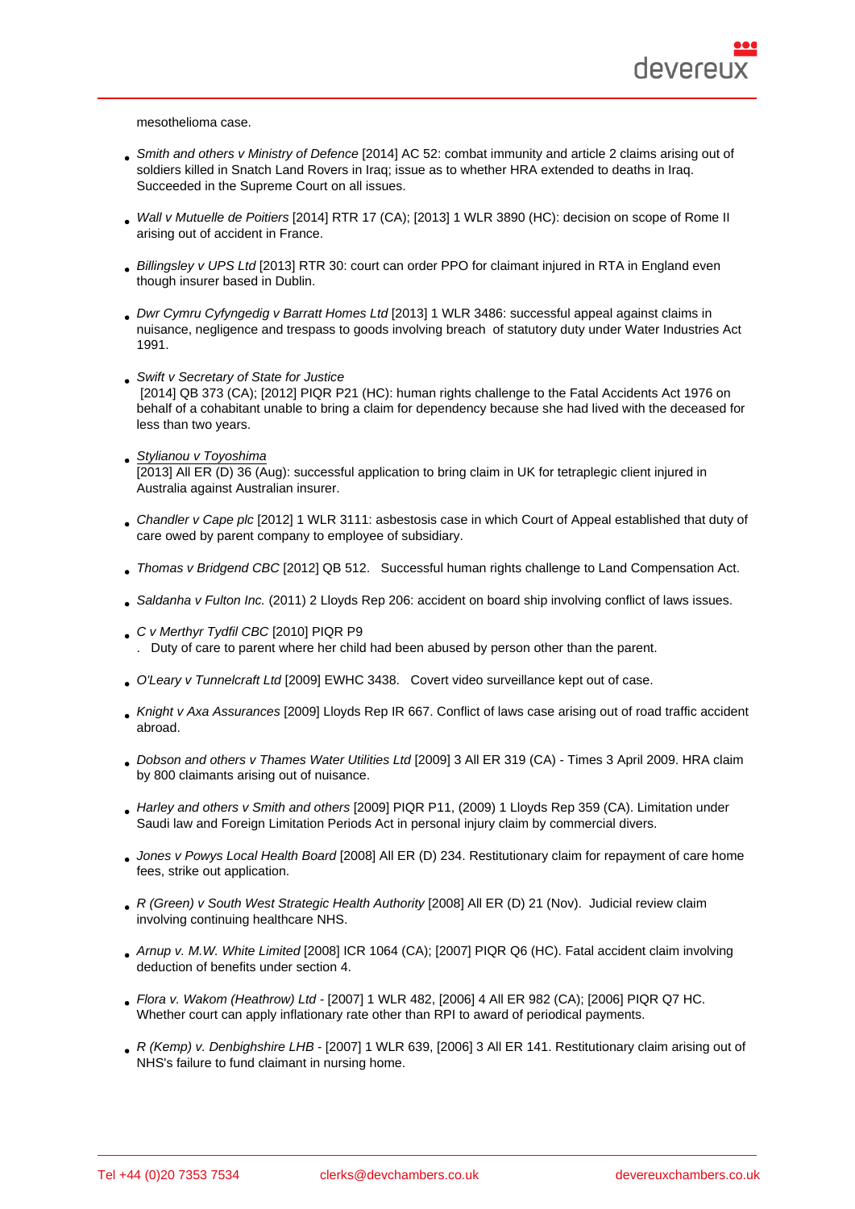mesothelioma case.

- *Smith and others v Ministry of Defence* [2014] AC 52: combat immunity and article 2 claims arising out of soldiers killed in Snatch Land Rovers in Iraq; issue as to whether HRA extended to deaths in Iraq. Succeeded in the Supreme Court on all issues.

- *Wall v Mutuelle de Poitiers* [2014] RTR 17 (CA); [2013] 1 WLR 3890 (HC): decision on scope of Rome II arising out of accident in France.

- *Billingsley v UPS Ltd* [2013] RTR 30: court can order PPO for claimant injured in RTA in England even though insurer based in Dublin.

- *Dwr Cymru Cyfyngedig v Barratt Homes Ltd* [2013] 1 WLR 3486: successful appeal against claims in nuisance, negligence and trespass to goods involving breach of statutory duty under Water Industries Act 1991.

- *Swift v Secretary of State for Justice*
  [2014] QB 373 (CA); [2012] PIQR P21 (HC): human rights challenge to the Fatal Accidents Act 1976 on behalf of a cohabitant unable to bring a claim for dependency because she had lived with the deceased for less than two years.

- *Stylianou v Toyoshima*
  [2013] All ER (D) 36 (Aug): successful application to bring claim in UK for tetraplegic client injured in Australia against Australian insurer.

- *Chandler v Cape plc* [2012] 1 WLR 3111: asbestosis case in which Court of Appeal established that duty of care owed by parent company to employee of subsidiary.

- *Thomas v Bridgend CBC* [2012] QB 512. Successful human rights challenge to Land Compensation Act.

- *Saldanha v Fulton Inc.* (2011) 2 Lloyds Rep 206: accident on board ship involving conflict of laws issues.

- *C v Merthyr Tydfil CBC* [2010] PIQR P9
  . Duty of care to parent where her child had been abused by person other than the parent.

- *O'Leary v Tunnelcraft Ltd* [2009] EWHC 3438. Covert video surveillance kept out of case.

- *Knight v Axa Assurances* [2009] Lloyds Rep IR 667. Conflict of laws case arising out of road traffic accident abroad.

- *Dobson and others v Thames Water Utilities Ltd* [2009] 3 All ER 319 (CA) - Times 3 April 2009. HRA claim by 800 claimants arising out of nuisance.

- *Harley and others v Smith and others* [2009] PIQR P11, (2009) 1 Lloyds Rep 359 (CA). Limitation under Saudi law and Foreign Limitation Periods Act in personal injury claim by commercial divers.

- *Jones v Powys Local Health Board* [2008] All ER (D) 234. Restitutionary claim for repayment of care home fees, strike out application.

- *R (Green) v South West Strategic Health Authority* [2008] All ER (D) 21 (Nov). Judicial review claim involving continuing healthcare NHS.

- *Arnup v. M.W. White Limited* [2008] ICR 1064 (CA); [2007] PIQR Q6 (HC). Fatal accident claim involving deduction of benefits under section 4.

- *Flora v. Wakom (Heathrow) Ltd* - [2007] 1 WLR 482, [2006] 4 All ER 982 (CA); [2006] PIQR Q7 HC. Whether court can apply inflationary rate other than RPI to award of periodical payments.

- *R (Kemp) v. Denbighshire LHB* - [2007] 1 WLR 639, [2006] 3 All ER 141. Restitutionary claim arising out of NHS's failure to fund claimant in nursing home.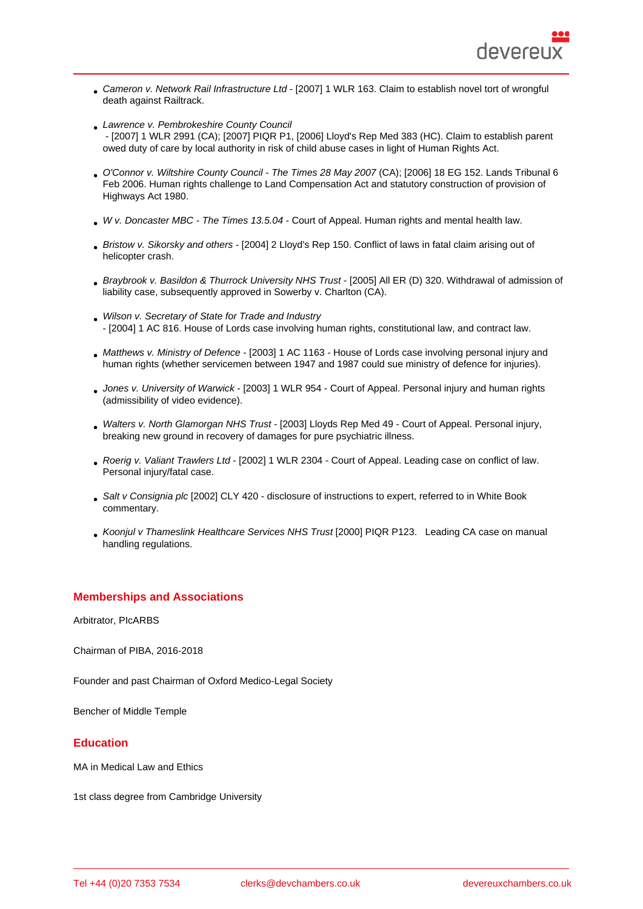- *Cameron v. Network Rail Infrastructure Ltd* - [2007] 1 WLR 163. Claim to establish novel tort of wrongful death against Railtrack.

- *Lawrence v. Pembrokeshire County Council* - [2007] 1 WLR 2991 (CA); [2007] PIQR P1, [2006] Lloyd's Rep Med 383 (HC). Claim to establish parent owed duty of care by local authority in risk of child abuse cases in light of Human Rights Act.

- *O'Connor v. Wiltshire County Council - The Times 28 May 2007* (CA); [2006] 18 EG 152. Lands Tribunal 6 Feb 2006. Human rights challenge to Land Compensation Act and statutory construction of provision of Highways Act 1980.

- *W v. Doncaster MBC - The Times 13.5.04* - Court of Appeal. Human rights and mental health law.

- *Bristow v. Sikorsky and others* - [2004] 2 Lloyd's Rep 150. Conflict of laws in fatal claim arising out of helicopter crash.

- *Braybrook v. Basildon & Thurrock University NHS Trust* - [2005] All ER (D) 320. Withdrawal of admission of liability case, subsequently approved in Sowerby v. Charlton (CA).

- *Wilson v. Secretary of State for Trade and Industry* - [2004] 1 AC 816. House of Lords case involving human rights, constitutional law, and contract law.

- *Matthews v. Ministry of Defence* - [2003] 1 AC 1163 - House of Lords case involving personal injury and human rights (whether servicemen between 1947 and 1987 could sue ministry of defence for injuries).

- *Jones v. University of Warwick* - [2003] 1 WLR 954 - Court of Appeal. Personal injury and human rights (admissibility of video evidence).

- *Walters v. North Glamorgan NHS Trust* - [2003] Lloyds Rep Med 49 - Court of Appeal. Personal injury, breaking new ground in recovery of damages for pure psychiatric illness.

- *Roerig v. Valiant Trawlers Ltd* - [2002] 1 WLR 2304 - Court of Appeal. Leading case on conflict of law. Personal injury/fatal case.

- *Salt v Consignia plc* [2002] CLY 420 - disclosure of instructions to expert, referred to in White Book commentary.

- *Koonjul v Thameslink Healthcare Services NHS Trust* [2000] PIQR P123. Leading CA case on manual handling regulations.

## Memberships and Associations

Arbitrator, PIcARBS

Chairman of PIBA, 2016-2018

Founder and past Chairman of Oxford Medico-Legal Society

Bencher of Middle Temple

## Education

MA in Medical Law and Ethics

1st class degree from Cambridge University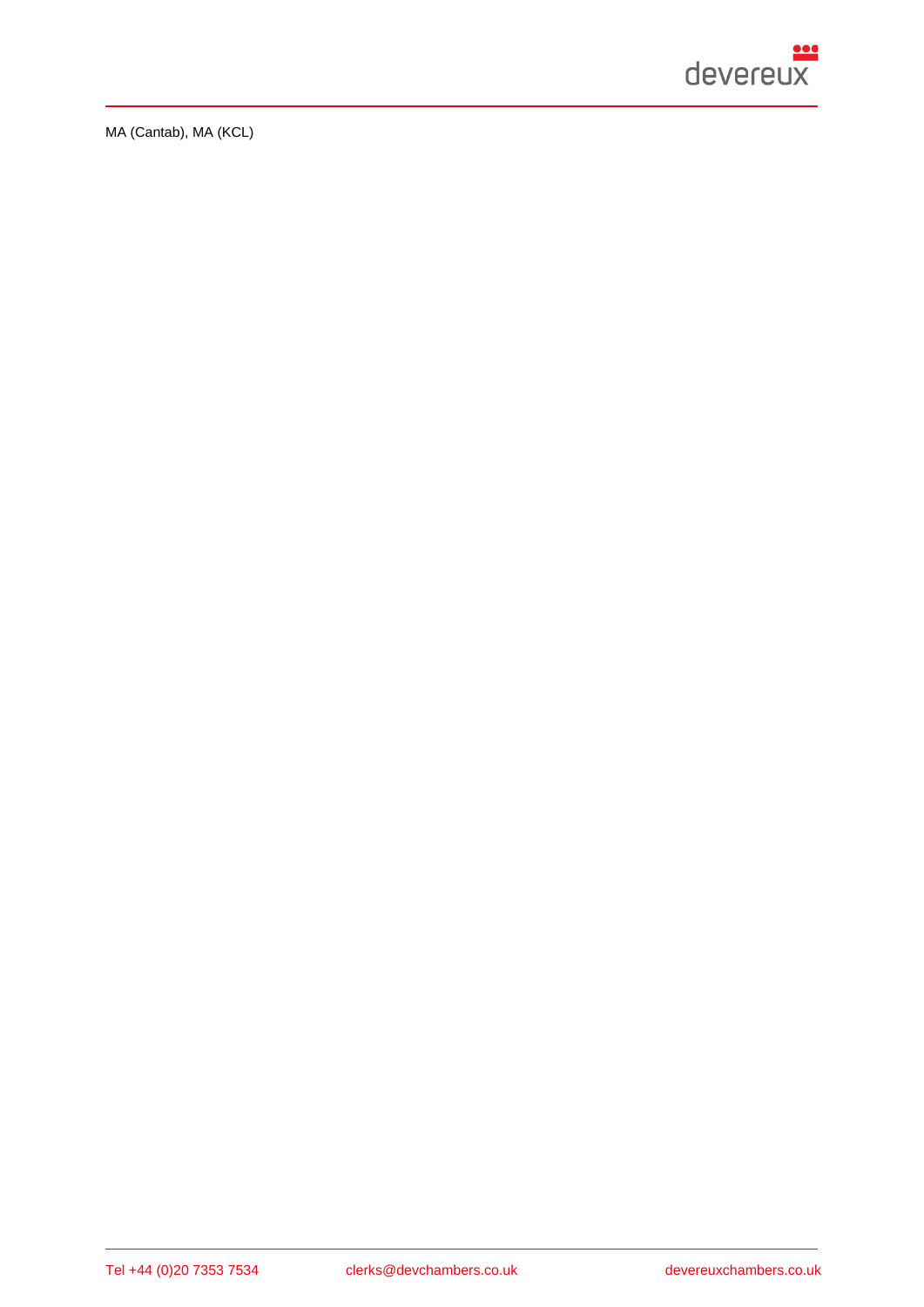MA (Cantab), MA (KCL)